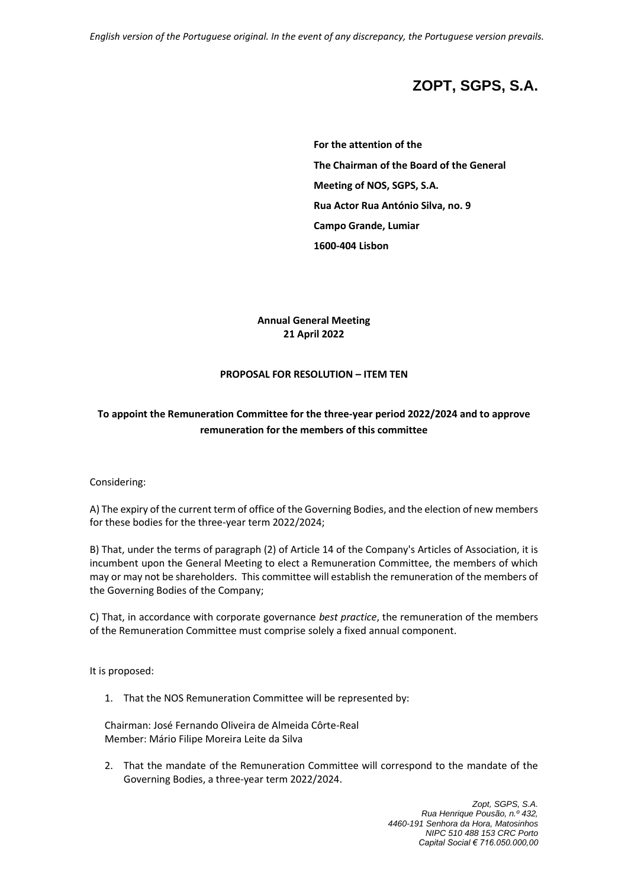*English version of the Portuguese original. In the event of any discrepancy, the Portuguese version prevails.*

# ZOPT, SGPS, S.A.

**For the attention of the**
**The Chairman of the Board of the General Meeting of NOS, SGPS, S.A.**
**Rua Actor Rua António Silva, no. 9**
**Campo Grande, Lumiar**
**1600-404 Lisbon**

**Annual General Meeting**
**21 April 2022**

**PROPOSAL FOR RESOLUTION – ITEM TEN**

**To appoint the Remuneration Committee for the three-year period 2022/2024 and to approve remuneration for the members of this committee**

Considering:

A) The expiry of the current term of office of the Governing Bodies, and the election of new members for these bodies for the three-year term 2022/2024;

B) That, under the terms of paragraph (2) of Article 14 of the Company's Articles of Association, it is incumbent upon the General Meeting to elect a Remuneration Committee, the members of which may or may not be shareholders. This committee will establish the remuneration of the members of the Governing Bodies of the Company;

C) That, in accordance with corporate governance *best practice*, the remuneration of the members of the Remuneration Committee must comprise solely a fixed annual component.

It is proposed:

1. That the NOS Remuneration Committee will be represented by:

   Chairman: José Fernando Oliveira de Almeida Côrte-Real
   Member: Mário Filipe Moreira Leite da Silva

2. That the mandate of the Remuneration Committee will correspond to the mandate of the Governing Bodies, a three-year term 2022/2024.

*Zopt, SGPS, S.A.*
*Rua Henrique Pousão, n.º 432,*
*4460-191 Senhora da Hora, Matosinhos*
*NIPC 510 488 153 CRC Porto*
*Capital Social € 716.050.000,00*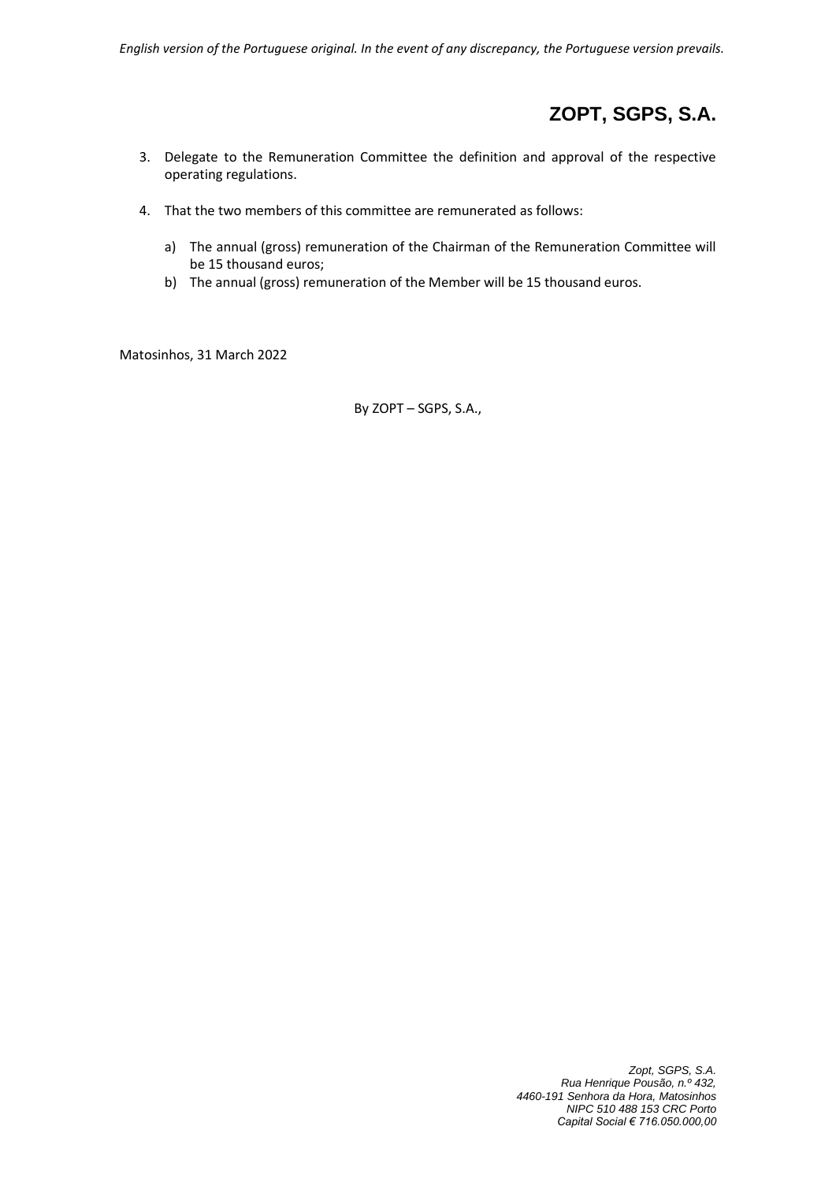3. Delegate to the Remuneration Committee the definition and approval of the respective operating regulations.

4. That the two members of this committee are remunerated as follows:

   a) The annual (gross) remuneration of the Chairman of the Remuneration Committee will be 15 thousand euros;
   b) The annual (gross) remuneration of the Member will be 15 thousand euros.

Matosinhos, 31 March 2022

By ZOPT – SGPS, S.A.,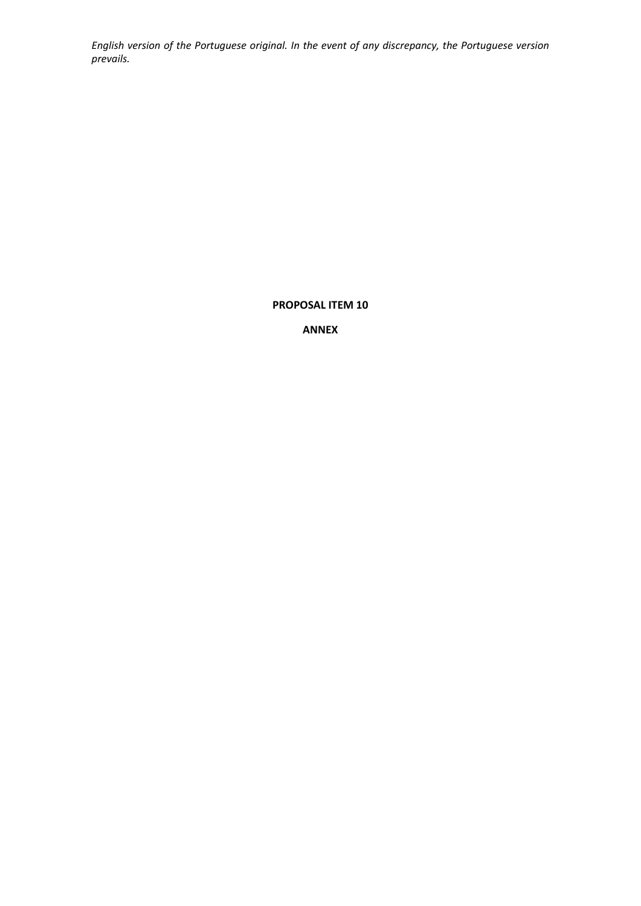*English version of the Portuguese original. In the event of any discrepancy, the Portuguese version prevails.*

**PROPOSAL ITEM 10**

**ANNEX**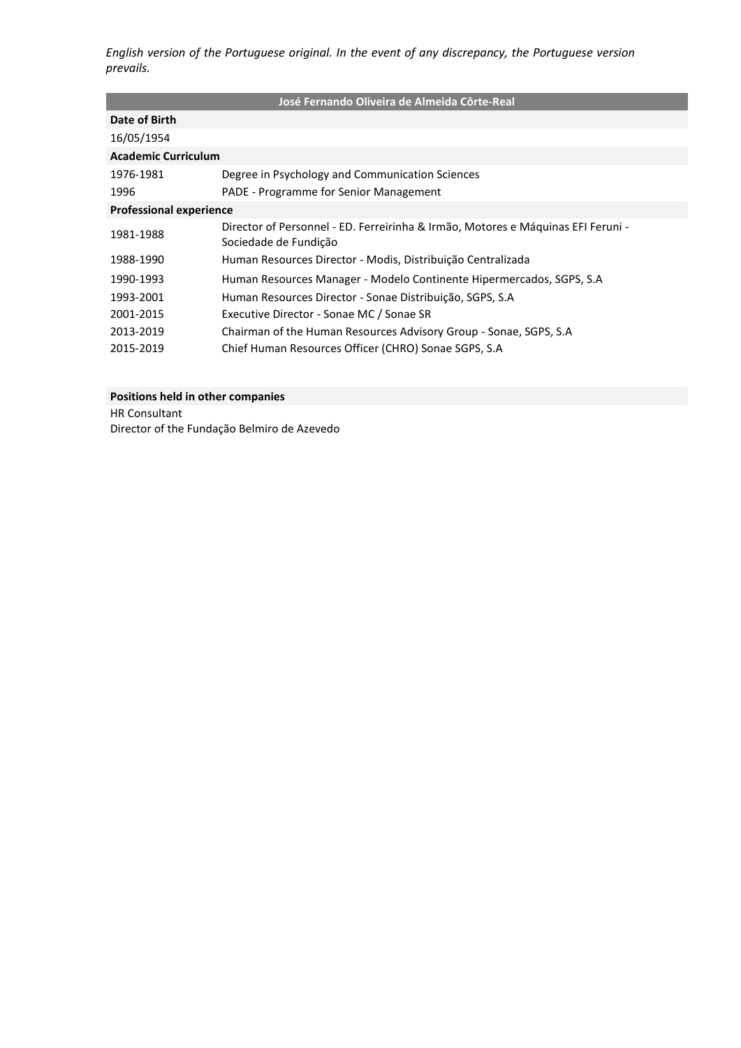*English version of the Portuguese original. In the event of any discrepancy, the Portuguese version prevails.*

## José Fernando Oliveira de Almeida Côrte-Real

**Date of Birth**

16/05/1954

**Academic Curriculum**

| | |
|---|---|
| 1976-1981 | Degree in Psychology and Communication Sciences |
| 1996 | PADE - Programme for Senior Management |

**Professional experience**

| | |
|---|---|
| 1981-1988 | Director of Personnel - ED. Ferreirinha & Irmão, Motores e Máquinas EFI Feruni - Sociedade de Fundição |
| 1988-1990 | Human Resources Director - Modis, Distribuição Centralizada |
| 1990-1993 | Human Resources Manager - Modelo Continente Hipermercados, SGPS, S.A |
| 1993-2001 | Human Resources Director - Sonae Distribuição, SGPS, S.A |
| 2001-2015 | Executive Director - Sonae MC / Sonae SR |
| 2013-2019 | Chairman of the Human Resources Advisory Group - Sonae, SGPS, S.A |
| 2015-2019 | Chief Human Resources Officer (CHRO) Sonae SGPS, S.A |

**Positions held in other companies**

HR Consultant

Director of the Fundação Belmiro de Azevedo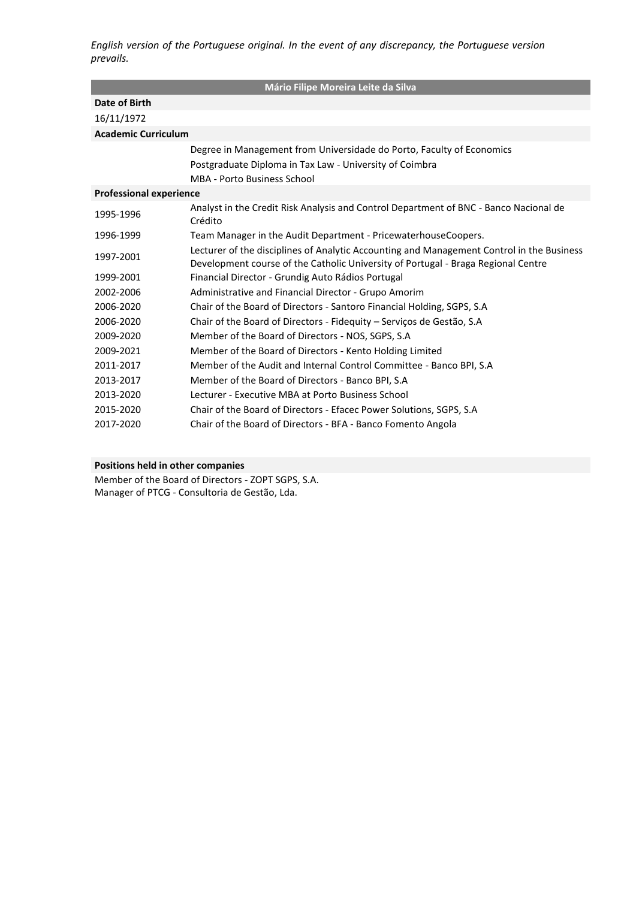*English version of the Portuguese original. In the event of any discrepancy, the Portuguese version prevails.*

## Mário Filipe Moreira Leite da Silva

**Date of Birth**

16/11/1972

**Academic Curriculum**

- Degree in Management from Universidade do Porto, Faculty of Economics
- Postgraduate Diploma in Tax Law - University of Coimbra
- MBA - Porto Business School

**Professional experience**

| Period | Position |
|---|---|
| 1995-1996 | Analyst in the Credit Risk Analysis and Control Department of BNC - Banco Nacional de Crédito |
| 1996-1999 | Team Manager in the Audit Department - PricewaterhouseCoopers. |
| 1997-2001 | Lecturer of the disciplines of Analytic Accounting and Management Control in the Business Development course of the Catholic University of Portugal - Braga Regional Centre |
| 1999-2001 | Financial Director - Grundig Auto Rádios Portugal |
| 2002-2006 | Administrative and Financial Director - Grupo Amorim |
| 2006-2020 | Chair of the Board of Directors - Santoro Financial Holding, SGPS, S.A |
| 2006-2020 | Chair of the Board of Directors - Fidequity – Serviços de Gestão, S.A |
| 2009-2020 | Member of the Board of Directors - NOS, SGPS, S.A |
| 2009-2021 | Member of the Board of Directors - Kento Holding Limited |
| 2011-2017 | Member of the Audit and Internal Control Committee - Banco BPI, S.A |
| 2013-2017 | Member of the Board of Directors - Banco BPI, S.A |
| 2013-2020 | Lecturer - Executive MBA at Porto Business School |
| 2015-2020 | Chair of the Board of Directors - Efacec Power Solutions, SGPS, S.A |
| 2017-2020 | Chair of the Board of Directors - BFA - Banco Fomento Angola |

**Positions held in other companies**

Member of the Board of Directors - ZOPT SGPS, S.A.
Manager of PTCG - Consultoria de Gestão, Lda.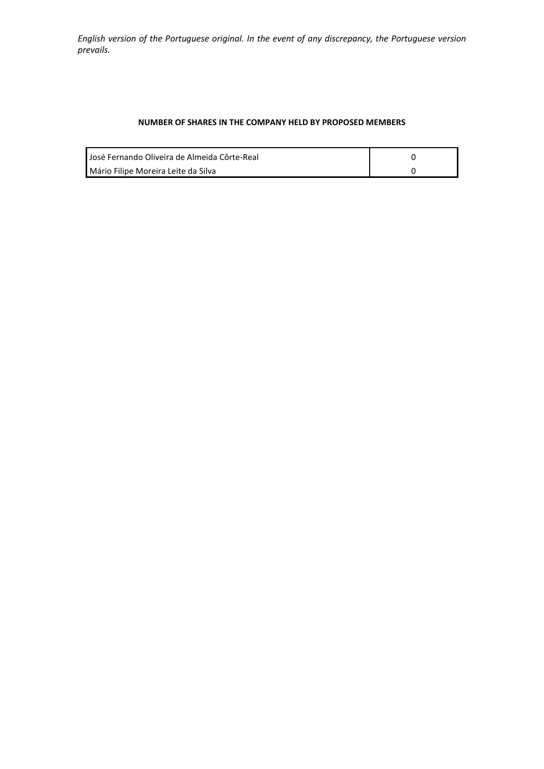*English version of the Portuguese original. In the event of any discrepancy, the Portuguese version prevails.*

**NUMBER OF SHARES IN THE COMPANY HELD BY PROPOSED MEMBERS**

| | |
|---|---|
| José Fernando Oliveira de Almeida Côrte-Real | 0 |
| Mário Filipe Moreira Leite da Silva | 0 |